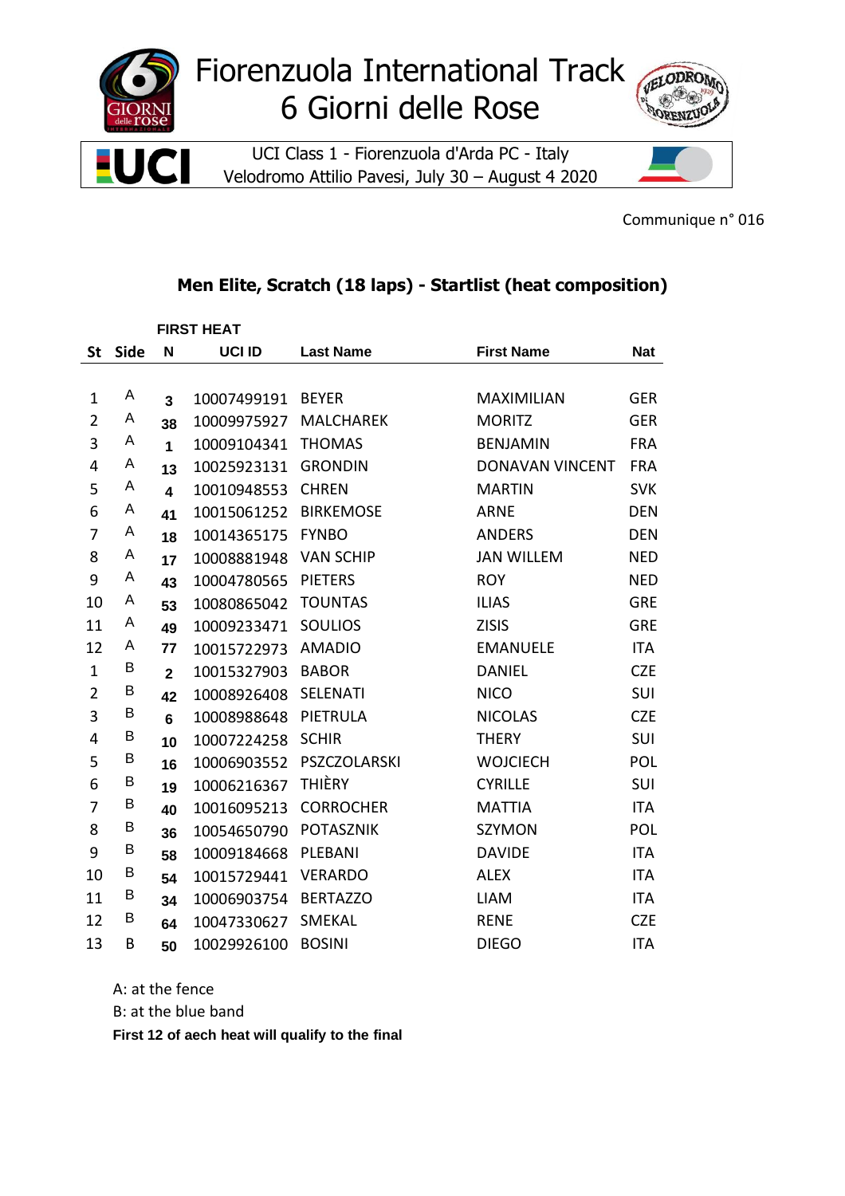# Fiorenzuola International Track 6 Giorni delle Rose

UCI Class 1 - Fiorenzuola d'Arda PC - Italy
Velodromo Attilio Pavesi, July 30 – August 4 2020

Communique n° 016

## Men Elite, Scratch (18 laps) - Startlist (heat composition)

**FIRST HEAT**

| St | Side | N | UCI ID | Last Name | First Name | Nat |
|---|---|---|---|---|---|---|
| 1 | A | 3 | 10007499191 | BEYER | MAXIMILIAN | GER |
| 2 | A | 38 | 10009975927 | MALCHAREK | MORITZ | GER |
| 3 | A | 1 | 10009104341 | THOMAS | BENJAMIN | FRA |
| 4 | A | 13 | 10025923131 | GRONDIN | DONAVAN VINCENT | FRA |
| 5 | A | 4 | 10010948553 | CHREN | MARTIN | SVK |
| 6 | A | 41 | 10015061252 | BIRKEMOSE | ARNE | DEN |
| 7 | A | 18 | 10014365175 | FYNBO | ANDERS | DEN |
| 8 | A | 17 | 10008881948 | VAN SCHIP | JAN WILLEM | NED |
| 9 | A | 43 | 10004780565 | PIETERS | ROY | NED |
| 10 | A | 53 | 10080865042 | TOUNTAS | ILIAS | GRE |
| 11 | A | 49 | 10009233471 | SOULIOS | ZISIS | GRE |
| 12 | A | 77 | 10015722973 | AMADIO | EMANUELE | ITA |
| 1 | B | 2 | 10015327903 | BABOR | DANIEL | CZE |
| 2 | B | 42 | 10008926408 | SELENATI | NICO | SUI |
| 3 | B | 6 | 10008988648 | PIETRULA | NICOLAS | CZE |
| 4 | B | 10 | 10007224258 | SCHIR | THERY | SUI |
| 5 | B | 16 | 10006903552 | PSZCZOLARSKI | WOJCIECH | POL |
| 6 | B | 19 | 10006216367 | THIÈRY | CYRILLE | SUI |
| 7 | B | 40 | 10016095213 | CORROCHER | MATTIA | ITA |
| 8 | B | 36 | 10054650790 | POTASZNIK | SZYMON | POL |
| 9 | B | 58 | 10009184668 | PLEBANI | DAVIDE | ITA |
| 10 | B | 54 | 10015729441 | VERARDO | ALEX | ITA |
| 11 | B | 34 | 10006903754 | BERTAZZO | LIAM | ITA |
| 12 | B | 64 | 10047330627 | SMEKAL | RENE | CZE |
| 13 | B | 50 | 10029926100 | BOSINI | DIEGO | ITA |

A: at the fence
B: at the blue band

**First 12 of aech heat will qualify to the final**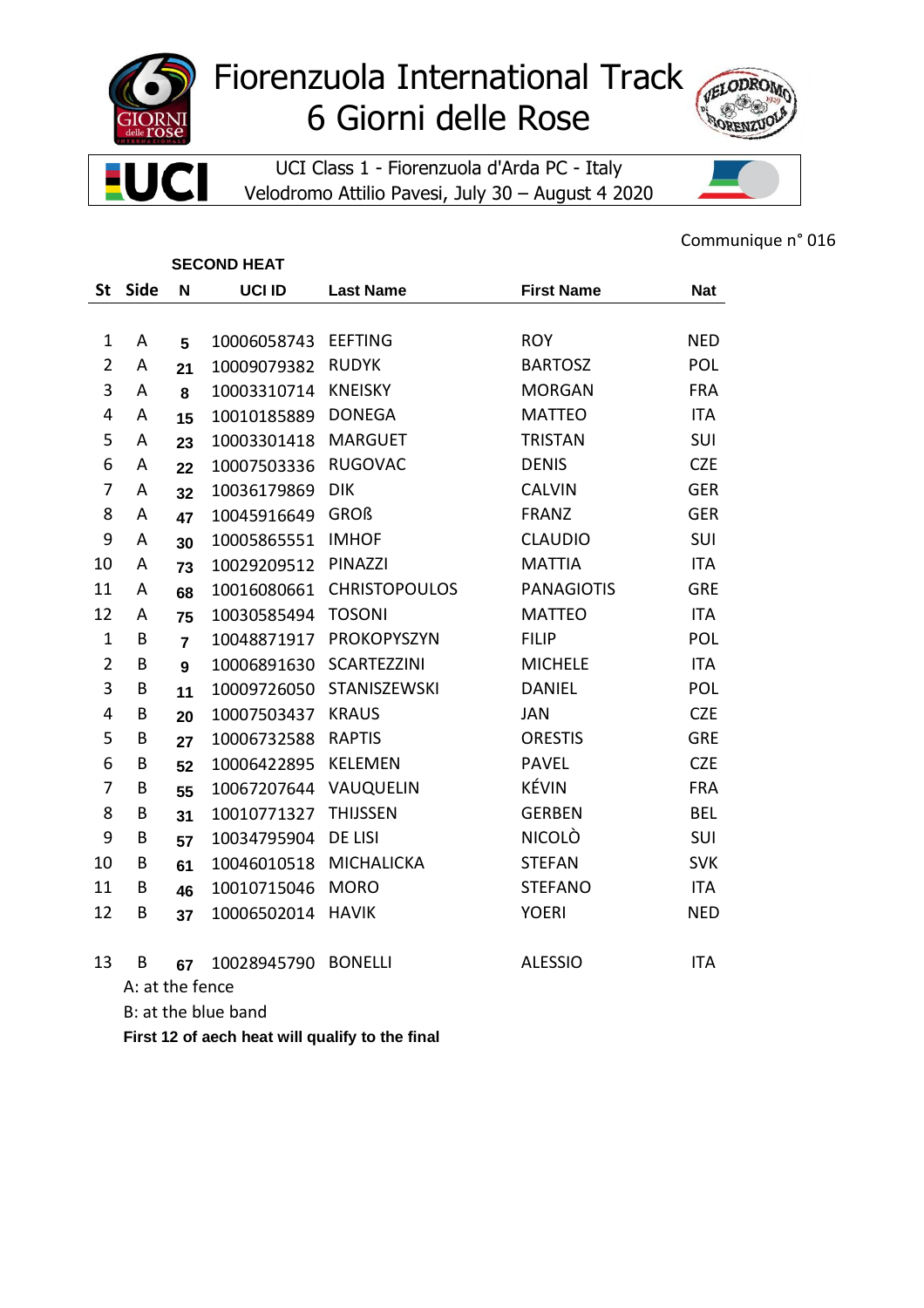# Fiorenzuola International Track 6 Giorni delle Rose

UCI Class 1 - Fiorenzuola d'Arda PC - Italy
Velodromo Attilio Pavesi, July 30 – August 4 2020

Communique n° 016

**SECOND HEAT**

| St | Side | N | UCI ID | Last Name | First Name | Nat |
|---|---|---|---|---|---|---|
| 1 | A | 5 | 10006058743 | EEFTING | ROY | NED |
| 2 | A | 21 | 10009079382 | RUDYK | BARTOSZ | POL |
| 3 | A | 8 | 10003310714 | KNEISKY | MORGAN | FRA |
| 4 | A | 15 | 10010185889 | DONEGA | MATTEO | ITA |
| 5 | A | 23 | 10003301418 | MARGUET | TRISTAN | SUI |
| 6 | A | 22 | 10007503336 | RUGOVAC | DENIS | CZE |
| 7 | A | 32 | 10036179869 | DIK | CALVIN | GER |
| 8 | A | 47 | 10045916649 | GROß | FRANZ | GER |
| 9 | A | 30 | 10005865551 | IMHOF | CLAUDIO | SUI |
| 10 | A | 73 | 10029209512 | PINAZZI | MATTIA | ITA |
| 11 | A | 68 | 10016080661 | CHRISTOPOULOS | PANAGIOTIS | GRE |
| 12 | A | 75 | 10030585494 | TOSONI | MATTEO | ITA |
| 1 | B | 7 | 10048871917 | PROKOPYSZYN | FILIP | POL |
| 2 | B | 9 | 10006891630 | SCARTEZZINI | MICHELE | ITA |
| 3 | B | 11 | 10009726050 | STANISZEWSKI | DANIEL | POL |
| 4 | B | 20 | 10007503437 | KRAUS | JAN | CZE |
| 5 | B | 27 | 10006732588 | RAPTIS | ORESTIS | GRE |
| 6 | B | 52 | 10006422895 | KELEMEN | PAVEL | CZE |
| 7 | B | 55 | 10067207644 | VAUQUELIN | KÉVIN | FRA |
| 8 | B | 31 | 10010771327 | THIJSSEN | GERBEN | BEL |
| 9 | B | 57 | 10034795904 | DE LISI | NICOLÒ | SUI |
| 10 | B | 61 | 10046010518 | MICHALICKA | STEFAN | SVK |
| 11 | B | 46 | 10010715046 | MORO | STEFANO | ITA |
| 12 | B | 37 | 10006502014 | HAVIK | YOERI | NED |
| 13 | B | 67 | 10028945790 | BONELLI | ALESSIO | ITA |

A: at the fence

B: at the blue band

**First 12 of aech heat will qualify to the final**